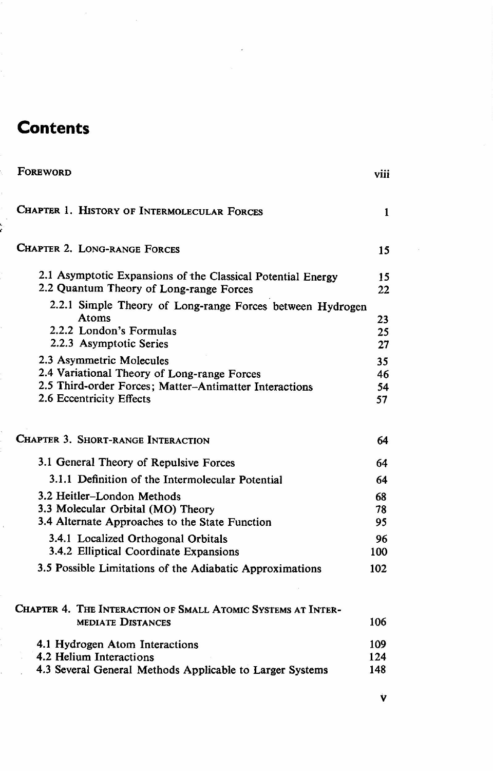# Contents

| | |
|---|---|
| Foreword | viii |
| Chapter 1. History of Intermolecular Forces | 1 |
| Chapter 2. Long-range Forces | 15 |
| 2.1 Asymptotic Expansions of the Classical Potential Energy | 15 |
| 2.2 Quantum Theory of Long-range Forces | 22 |
| 2.2.1 Simple Theory of Long-range Forces between Hydrogen Atoms | 23 |
| 2.2.2 London's Formulas | 25 |
| 2.2.3 Asymptotic Series | 27 |
| 2.3 Asymmetric Molecules | 35 |
| 2.4 Variational Theory of Long-range Forces | 46 |
| 2.5 Third-order Forces; Matter–Antimatter Interactions | 54 |
| 2.6 Eccentricity Effects | 57 |
| Chapter 3. Short-range Interaction | 64 |
| 3.1 General Theory of Repulsive Forces | 64 |
| 3.1.1 Definition of the Intermolecular Potential | 64 |
| 3.2 Heitler–London Methods | 68 |
| 3.3 Molecular Orbital (MO) Theory | 78 |
| 3.4 Alternate Approaches to the State Function | 95 |
| 3.4.1 Localized Orthogonal Orbitals | 96 |
| 3.4.2 Elliptical Coordinate Expansions | 100 |
| 3.5 Possible Limitations of the Adiabatic Approximations | 102 |
| Chapter 4. The Interaction of Small Atomic Systems at Intermediate Distances | 106 |
| 4.1 Hydrogen Atom Interactions | 109 |
| 4.2 Helium Interactions | 124 |
| 4.3 Several General Methods Applicable to Larger Systems | 148 |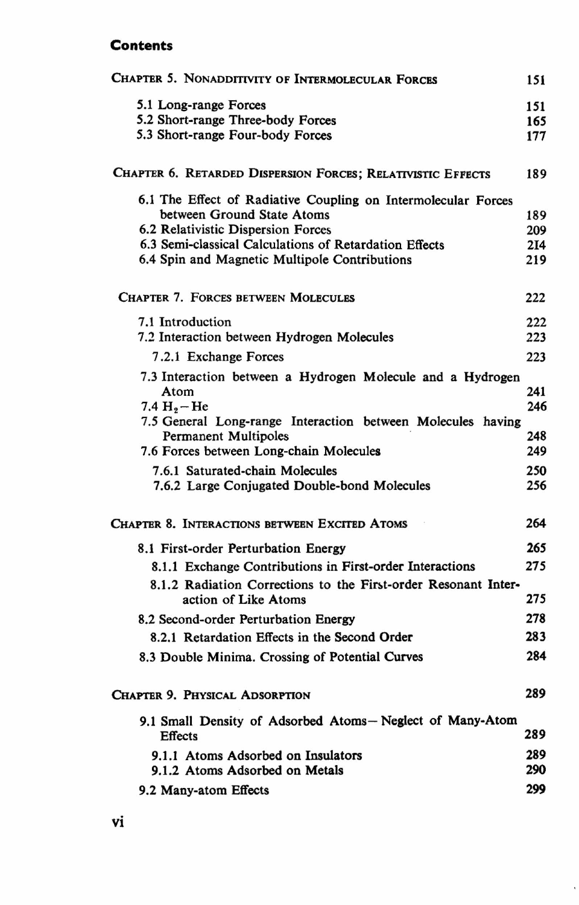## Contents

| | |
|---|---|
| **Chapter 5. Nonadditivity of Intermolecular Forces** | 151 |
| 5.1 Long-range Forces | 151 |
| 5.2 Short-range Three-body Forces | 165 |
| 5.3 Short-range Four-body Forces | 177 |
| **Chapter 6. Retarded Dispersion Forces; Relativistic Effects** | 189 |
| 6.1 The Effect of Radiative Coupling on Intermolecular Forces between Ground State Atoms | 189 |
| 6.2 Relativistic Dispersion Forces | 209 |
| 6.3 Semi-classical Calculations of Retardation Effects | 214 |
| 6.4 Spin and Magnetic Multipole Contributions | 219 |
| **Chapter 7. Forces between Molecules** | 222 |
| 7.1 Introduction | 222 |
| 7.2 Interaction between Hydrogen Molecules | 223 |
| 7.2.1 Exchange Forces | 223 |
| 7.3 Interaction between a Hydrogen Molecule and a Hydrogen Atom | 241 |
| 7.4 $H_2-He$ | 246 |
| 7.5 General Long-range Interaction between Molecules having Permanent Multipoles | 248 |
| 7.6 Forces between Long-chain Molecules | 249 |
| 7.6.1 Saturated-chain Molecules | 250 |
| 7.6.2 Large Conjugated Double-bond Molecules | 256 |
| **Chapter 8. Interactions between Excited Atoms** | 264 |
| 8.1 First-order Perturbation Energy | 265 |
| 8.1.1 Exchange Contributions in First-order Interactions | 275 |
| 8.1.2 Radiation Corrections to the First-order Resonant Interaction of Like Atoms | 275 |
| 8.2 Second-order Perturbation Energy | 278 |
| 8.2.1 Retardation Effects in the Second Order | 283 |
| 8.3 Double Minima. Crossing of Potential Curves | 284 |
| **Chapter 9. Physical Adsorption** | 289 |
| 9.1 Small Density of Adsorbed Atoms—Neglect of Many-Atom Effects | 289 |
| 9.1.1 Atoms Adsorbed on Insulators | 289 |
| 9.1.2 Atoms Adsorbed on Metals | 290 |
| 9.2 Many-atom Effects | 299 |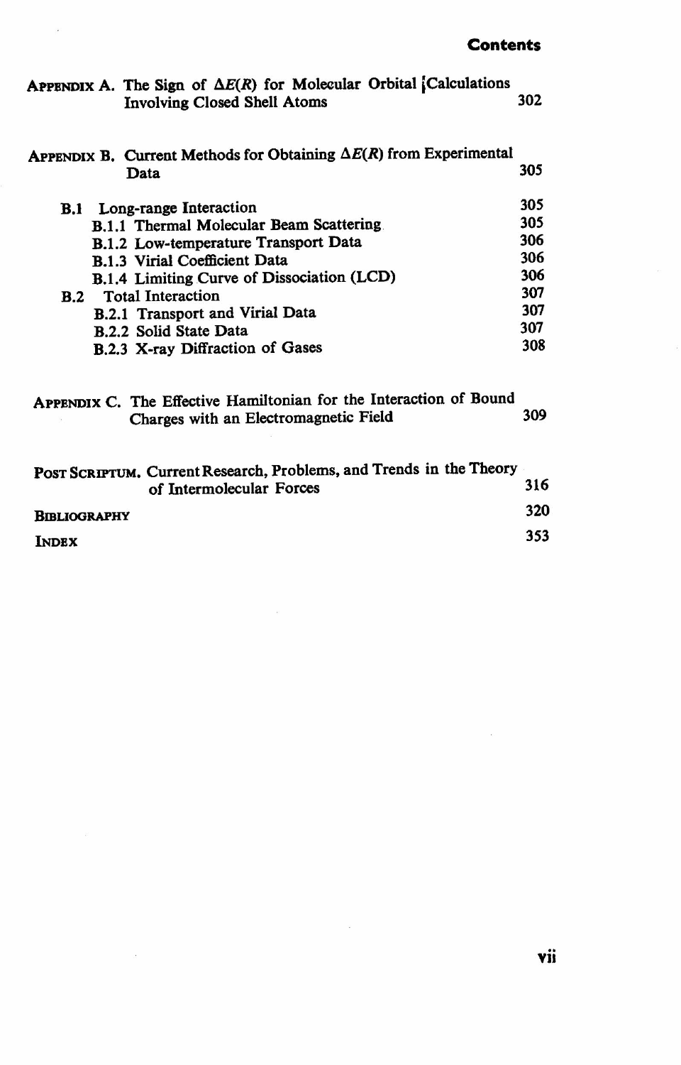**Contents**

APPENDIX A. The Sign of $\Delta E(R)$ for Molecular Orbital Calculations Involving Closed Shell Atoms 302

APPENDIX B. Current Methods for Obtaining $\Delta E(R)$ from Experimental Data 305

- B.1 Long-range Interaction 305
  - B.1.1 Thermal Molecular Beam Scattering 305
  - B.1.2 Low-temperature Transport Data 306
  - B.1.3 Virial Coefficient Data 306
  - B.1.4 Limiting Curve of Dissociation (LCD) 306
- B.2 Total Interaction 307
  - B.2.1 Transport and Virial Data 307
  - B.2.2 Solid State Data 307
  - B.2.3 X-ray Diffraction of Gases 308

APPENDIX C. The Effective Hamiltonian for the Interaction of Bound Charges with an Electromagnetic Field 309

POST SCRIPTUM. Current Research, Problems, and Trends in the Theory of Intermolecular Forces 316

BIBLIOGRAPHY 320

INDEX 353